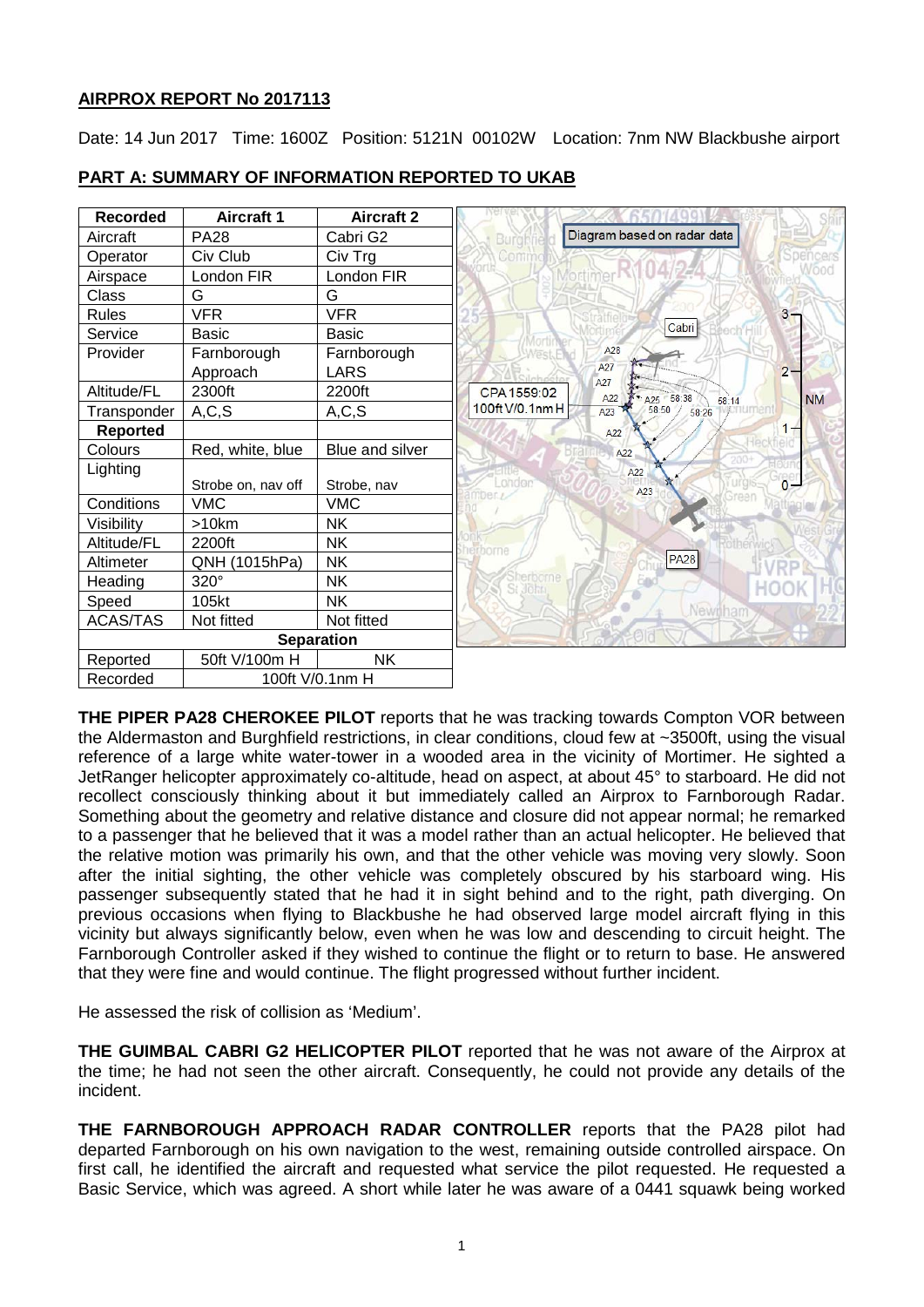**AIRPROX REPORT No 2017113**

Date: 14 Jun 2017 Time: 1600Z Position: 5121N 00102W Location: 7nm NW Blackbushe airport

## PART A: SUMMARY OF INFORMATION REPORTED TO UKAB

| Recorded | Aircraft 1 | Aircraft 2 |
|---|---|---|
| Aircraft | PA28 | Cabri G2 |
| Operator | Civ Club | Civ Trg |
| Airspace | London FIR | London FIR |
| Class | G | G |
| Rules | VFR | VFR |
| Service | Basic | Basic |
| Provider | Farnborough Approach | Farnborough LARS |
| Altitude/FL | 2300ft | 2200ft |
| Transponder | A,C,S | A,C,S |
| **Reported** | | |
| Colours | Red, white, blue | Blue and silver |
| Lighting | Strobe on, nav off | Strobe, nav |
| Conditions | VMC | VMC |
| Visibility | >10km | NK |
| Altitude/FL | 2200ft | NK |
| Altimeter | QNH (1015hPa) | NK |
| Heading | 320° | NK |
| Speed | 105kt | NK |
| ACAS/TAS | Not fitted | Not fitted |
| **Separation** | | |
| Reported | 50ft V/100m H | NK |
| Recorded | 100ft V/0.1nm H | |

Diagram based on radar data

CPA 1559:02
100ft V/0.1nm H

**THE PIPER PA28 CHEROKEE PILOT** reports that he was tracking towards Compton VOR between the Aldermaston and Burghfield restrictions, in clear conditions, cloud few at ~3500ft, using the visual reference of a large white water-tower in a wooded area in the vicinity of Mortimer. He sighted a JetRanger helicopter approximately co-altitude, head on aspect, at about 45° to starboard. He did not recollect consciously thinking about it but immediately called an Airprox to Farnborough Radar. Something about the geometry and relative distance and closure did not appear normal; he remarked to a passenger that he believed that it was a model rather than an actual helicopter. He believed that the relative motion was primarily his own, and that the other vehicle was moving very slowly. Soon after the initial sighting, the other vehicle was completely obscured by his starboard wing. His passenger subsequently stated that he had it in sight behind and to the right, path diverging. On previous occasions when flying to Blackbushe he had observed large model aircraft flying in this vicinity but always significantly below, even when he was low and descending to circuit height. The Farnborough Controller asked if they wished to continue the flight or to return to base. He answered that they were fine and would continue. The flight progressed without further incident.

He assessed the risk of collision as 'Medium'.

**THE GUIMBAL CABRI G2 HELICOPTER PILOT** reported that he was not aware of the Airprox at the time; he had not seen the other aircraft. Consequently, he could not provide any details of the incident.

**THE FARNBOROUGH APPROACH RADAR CONTROLLER** reports that the PA28 pilot had departed Farnborough on his own navigation to the west, remaining outside controlled airspace. On first call, he identified the aircraft and requested what service the pilot requested. He requested a Basic Service, which was agreed. A short while later he was aware of a 0441 squawk being worked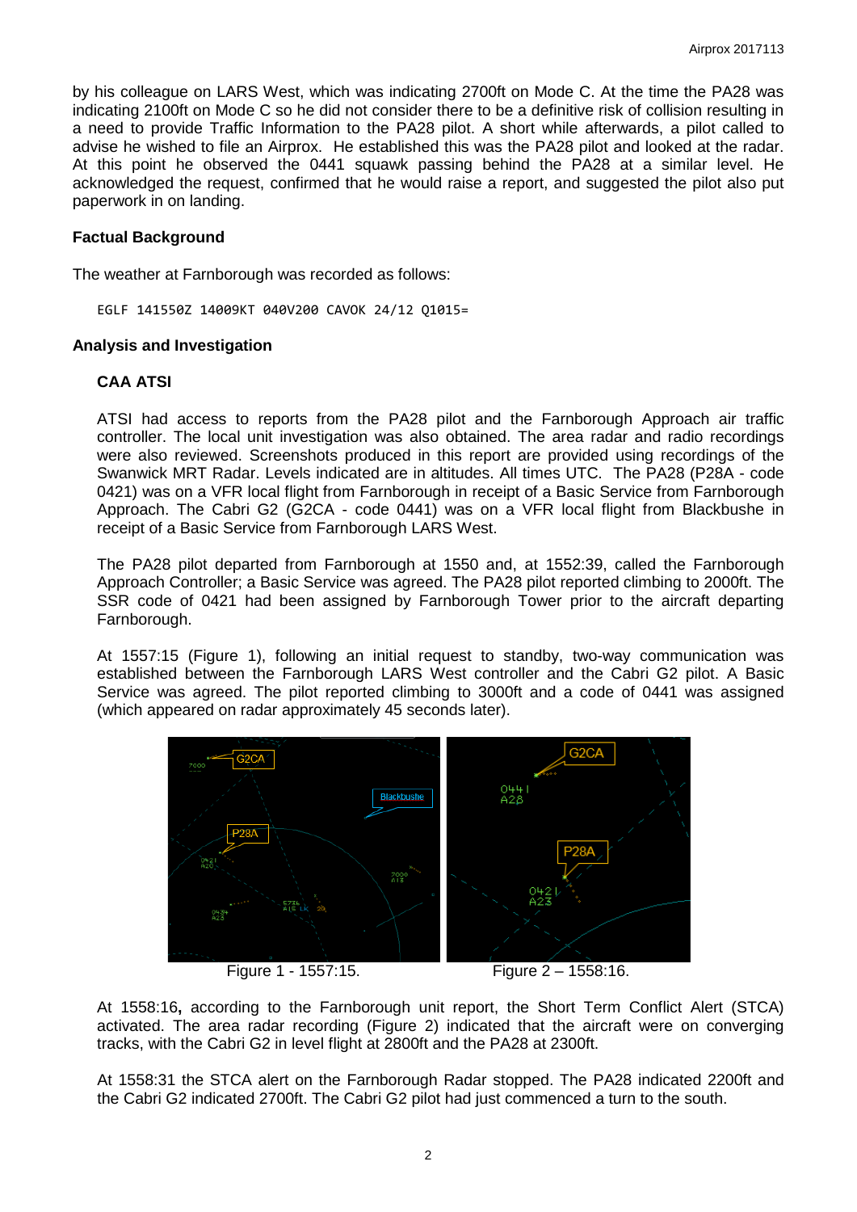by his colleague on LARS West, which was indicating 2700ft on Mode C. At the time the PA28 was indicating 2100ft on Mode C so he did not consider there to be a definitive risk of collision resulting in a need to provide Traffic Information to the PA28 pilot. A short while afterwards, a pilot called to advise he wished to file an Airprox. He established this was the PA28 pilot and looked at the radar. At this point he observed the 0441 squawk passing behind the PA28 at a similar level. He acknowledged the request, confirmed that he would raise a report, and suggested the pilot also put paperwork in on landing.

### Factual Background

The weather at Farnborough was recorded as follows:

```
EGLF 141550Z 14009KT 040V200 CAVOK 24/12 Q1015=
```

### Analysis and Investigation

#### CAA ATSI

ATSI had access to reports from the PA28 pilot and the Farnborough Approach air traffic controller. The local unit investigation was also obtained. The area radar and radio recordings were also reviewed. Screenshots produced in this report are provided using recordings of the Swanwick MRT Radar. Levels indicated are in altitudes. All times UTC. The PA28 (P28A - code 0421) was on a VFR local flight from Farnborough in receipt of a Basic Service from Farnborough Approach. The Cabri G2 (G2CA - code 0441) was on a VFR local flight from Blackbushe in receipt of a Basic Service from Farnborough LARS West.

The PA28 pilot departed from Farnborough at 1550 and, at 1552:39, called the Farnborough Approach Controller; a Basic Service was agreed. The PA28 pilot reported climbing to 2000ft. The SSR code of 0421 had been assigned by Farnborough Tower prior to the aircraft departing Farnborough.

At 1557:15 (Figure 1), following an initial request to standby, two-way communication was established between the Farnborough LARS West controller and the Cabri G2 pilot. A Basic Service was agreed. The pilot reported climbing to 3000ft and a code of 0441 was assigned (which appeared on radar approximately 45 seconds later).

Figure 1 - 1557:15.

Figure 2 – 1558:16.

At 1558:16**,** according to the Farnborough unit report, the Short Term Conflict Alert (STCA) activated. The area radar recording (Figure 2) indicated that the aircraft were on converging tracks, with the Cabri G2 in level flight at 2800ft and the PA28 at 2300ft.

At 1558:31 the STCA alert on the Farnborough Radar stopped. The PA28 indicated 2200ft and the Cabri G2 indicated 2700ft. The Cabri G2 pilot had just commenced a turn to the south.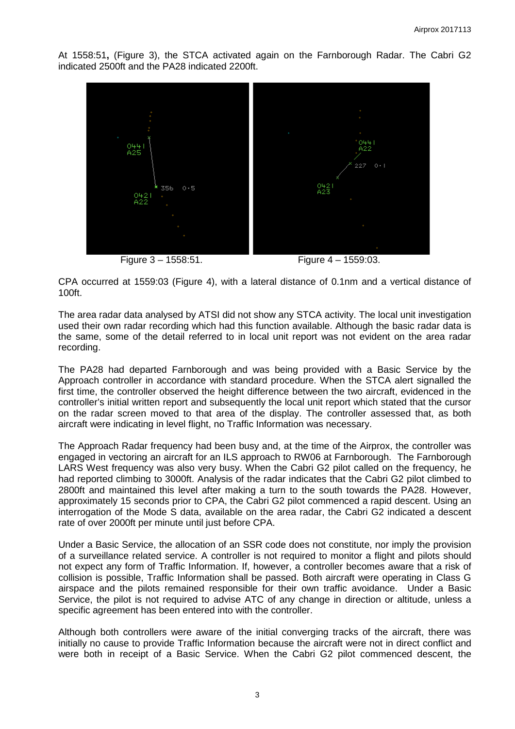At 1558:51**,** (Figure 3), the STCA activated again on the Farnborough Radar. The Cabri G2 indicated 2500ft and the PA28 indicated 2200ft.

Figure 3 – 1558:51. Figure 4 – 1559:03.

CPA occurred at 1559:03 (Figure 4), with a lateral distance of 0.1nm and a vertical distance of 100ft.

The area radar data analysed by ATSI did not show any STCA activity. The local unit investigation used their own radar recording which had this function available. Although the basic radar data is the same, some of the detail referred to in local unit report was not evident on the area radar recording.

The PA28 had departed Farnborough and was being provided with a Basic Service by the Approach controller in accordance with standard procedure. When the STCA alert signalled the first time, the controller observed the height difference between the two aircraft, evidenced in the controller's initial written report and subsequently the local unit report which stated that the cursor on the radar screen moved to that area of the display. The controller assessed that, as both aircraft were indicating in level flight, no Traffic Information was necessary.

The Approach Radar frequency had been busy and, at the time of the Airprox, the controller was engaged in vectoring an aircraft for an ILS approach to RW06 at Farnborough. The Farnborough LARS West frequency was also very busy. When the Cabri G2 pilot called on the frequency, he had reported climbing to 3000ft. Analysis of the radar indicates that the Cabri G2 pilot climbed to 2800ft and maintained this level after making a turn to the south towards the PA28. However, approximately 15 seconds prior to CPA, the Cabri G2 pilot commenced a rapid descent. Using an interrogation of the Mode S data, available on the area radar, the Cabri G2 indicated a descent rate of over 2000ft per minute until just before CPA.

Under a Basic Service, the allocation of an SSR code does not constitute, nor imply the provision of a surveillance related service. A controller is not required to monitor a flight and pilots should not expect any form of Traffic Information. If, however, a controller becomes aware that a risk of collision is possible, Traffic Information shall be passed. Both aircraft were operating in Class G airspace and the pilots remained responsible for their own traffic avoidance. Under a Basic Service, the pilot is not required to advise ATC of any change in direction or altitude, unless a specific agreement has been entered into with the controller.

Although both controllers were aware of the initial converging tracks of the aircraft, there was initially no cause to provide Traffic Information because the aircraft were not in direct conflict and were both in receipt of a Basic Service. When the Cabri G2 pilot commenced descent, the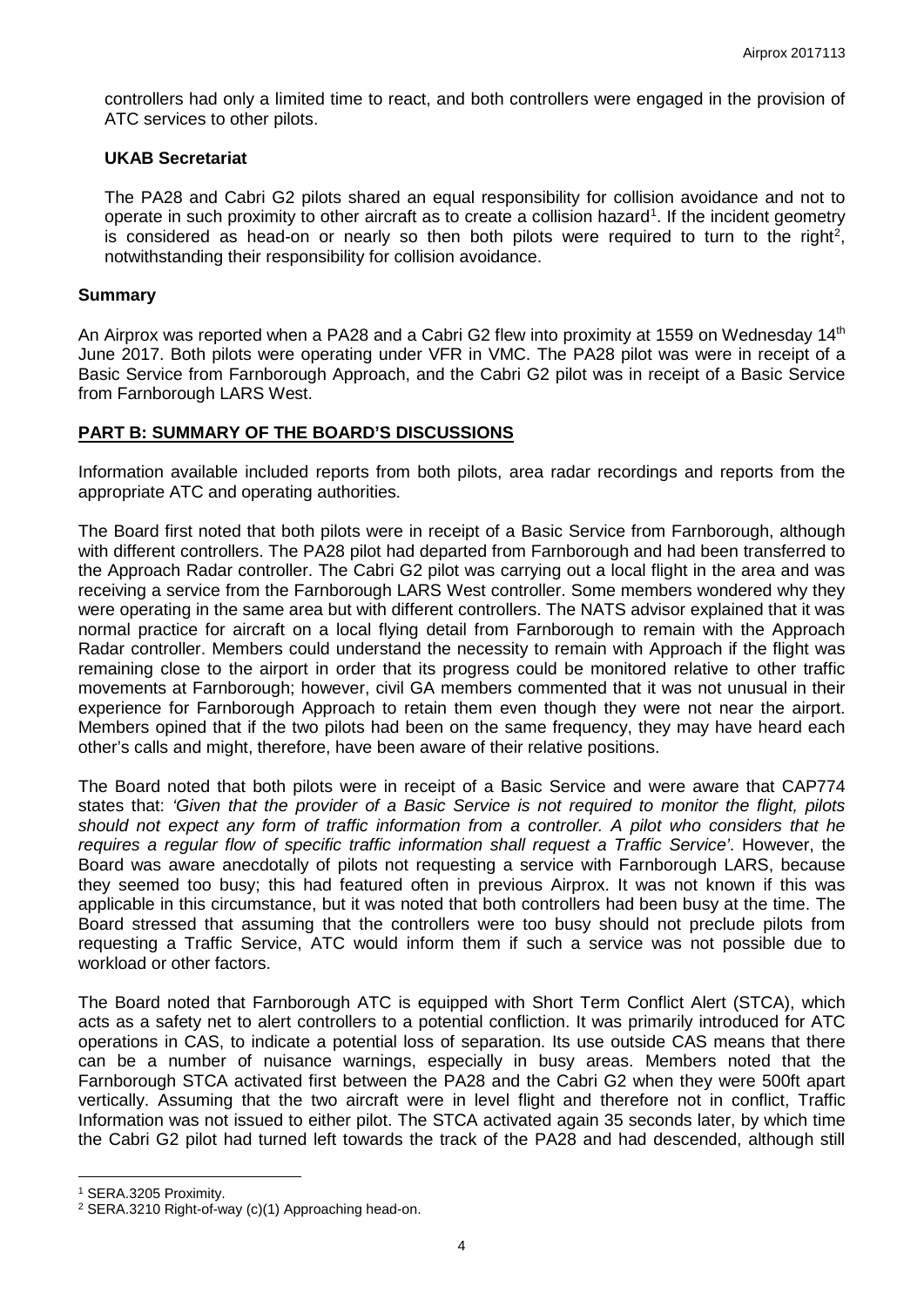controllers had only a limited time to react, and both controllers were engaged in the provision of ATC services to other pilots.

### UKAB Secretariat

The PA28 and Cabri G2 pilots shared an equal responsibility for collision avoidance and not to operate in such proximity to other aircraft as to create a collision hazard[1]. If the incident geometry is considered as head-on or nearly so then both pilots were required to turn to the right[2], notwithstanding their responsibility for collision avoidance.

## Summary

An Airprox was reported when a PA28 and a Cabri G2 flew into proximity at 1559 on Wednesday 14th June 2017. Both pilots were operating under VFR in VMC. The PA28 pilot was were in receipt of a Basic Service from Farnborough Approach, and the Cabri G2 pilot was in receipt of a Basic Service from Farnborough LARS West.

## PART B: SUMMARY OF THE BOARD'S DISCUSSIONS

Information available included reports from both pilots, area radar recordings and reports from the appropriate ATC and operating authorities.

The Board first noted that both pilots were in receipt of a Basic Service from Farnborough, although with different controllers. The PA28 pilot had departed from Farnborough and had been transferred to the Approach Radar controller. The Cabri G2 pilot was carrying out a local flight in the area and was receiving a service from the Farnborough LARS West controller. Some members wondered why they were operating in the same area but with different controllers. The NATS advisor explained that it was normal practice for aircraft on a local flying detail from Farnborough to remain with the Approach Radar controller. Members could understand the necessity to remain with Approach if the flight was remaining close to the airport in order that its progress could be monitored relative to other traffic movements at Farnborough; however, civil GA members commented that it was not unusual in their experience for Farnborough Approach to retain them even though they were not near the airport. Members opined that if the two pilots had been on the same frequency, they may have heard each other's calls and might, therefore, have been aware of their relative positions.

The Board noted that both pilots were in receipt of a Basic Service and were aware that CAP774 states that: *'Given that the provider of a Basic Service is not required to monitor the flight, pilots should not expect any form of traffic information from a controller. A pilot who considers that he requires a regular flow of specific traffic information shall request a Traffic Service'*. However, the Board was aware anecdotally of pilots not requesting a service with Farnborough LARS, because they seemed too busy; this had featured often in previous Airprox. It was not known if this was applicable in this circumstance, but it was noted that both controllers had been busy at the time. The Board stressed that assuming that the controllers were too busy should not preclude pilots from requesting a Traffic Service, ATC would inform them if such a service was not possible due to workload or other factors.

The Board noted that Farnborough ATC is equipped with Short Term Conflict Alert (STCA), which acts as a safety net to alert controllers to a potential confliction. It was primarily introduced for ATC operations in CAS, to indicate a potential loss of separation. Its use outside CAS means that there can be a number of nuisance warnings, especially in busy areas. Members noted that the Farnborough STCA activated first between the PA28 and the Cabri G2 when they were 500ft apart vertically. Assuming that the two aircraft were in level flight and therefore not in conflict, Traffic Information was not issued to either pilot. The STCA activated again 35 seconds later, by which time the Cabri G2 pilot had turned left towards the track of the PA28 and had descended, although still

---

[1] SERA.3205 Proximity.

[2] SERA.3210 Right-of-way (c)(1) Approaching head-on.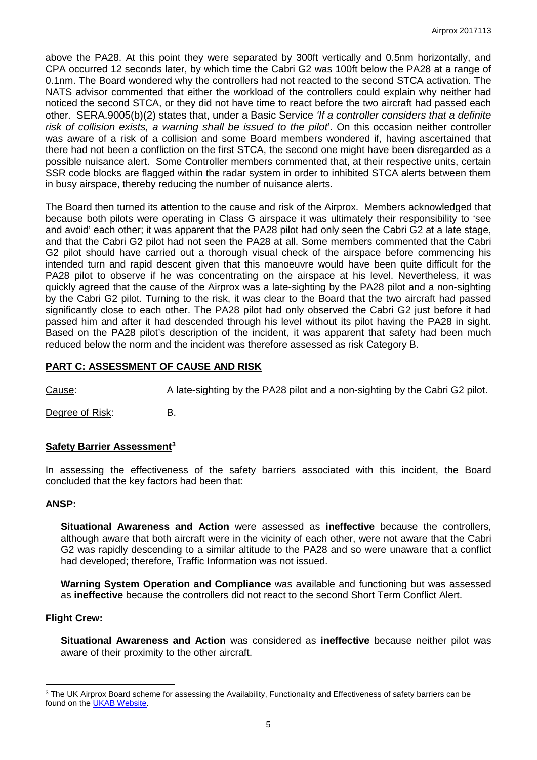above the PA28. At this point they were separated by 300ft vertically and 0.5nm horizontally, and CPA occurred 12 seconds later, by which time the Cabri G2 was 100ft below the PA28 at a range of 0.1nm. The Board wondered why the controllers had not reacted to the second STCA activation. The NATS advisor commented that either the workload of the controllers could explain why neither had noticed the second STCA, or they did not have time to react before the two aircraft had passed each other. SERA.9005(b)(2) states that, under a Basic Service *'If a controller considers that a definite risk of collision exists, a warning shall be issued to the pilot'*. On this occasion neither controller was aware of a risk of a collision and some Board members wondered if, having ascertained that there had not been a confliction on the first STCA, the second one might have been disregarded as a possible nuisance alert. Some Controller members commented that, at their respective units, certain SSR code blocks are flagged within the radar system in order to inhibited STCA alerts between them in busy airspace, thereby reducing the number of nuisance alerts.

The Board then turned its attention to the cause and risk of the Airprox. Members acknowledged that because both pilots were operating in Class G airspace it was ultimately their responsibility to 'see and avoid' each other; it was apparent that the PA28 pilot had only seen the Cabri G2 at a late stage, and that the Cabri G2 pilot had not seen the PA28 at all. Some members commented that the Cabri G2 pilot should have carried out a thorough visual check of the airspace before commencing his intended turn and rapid descent given that this manoeuvre would have been quite difficult for the PA28 pilot to observe if he was concentrating on the airspace at his level. Nevertheless, it was quickly agreed that the cause of the Airprox was a late-sighting by the PA28 pilot and a non-sighting by the Cabri G2 pilot. Turning to the risk, it was clear to the Board that the two aircraft had passed significantly close to each other. The PA28 pilot had only observed the Cabri G2 just before it had passed him and after it had descended through his level without its pilot having the PA28 in sight. Based on the PA28 pilot's description of the incident, it was apparent that safety had been much reduced below the norm and the incident was therefore assessed as risk Category B.

## PART C: ASSESSMENT OF CAUSE AND RISK

Cause: A late-sighting by the PA28 pilot and a non-sighting by the Cabri G2 pilot.

Degree of Risk: B.

## Safety Barrier Assessment[3]

In assessing the effectiveness of the safety barriers associated with this incident, the Board concluded that the key factors had been that:

### ANSP:

**Situational Awareness and Action** were assessed as **ineffective** because the controllers, although aware that both aircraft were in the vicinity of each other, were not aware that the Cabri G2 was rapidly descending to a similar altitude to the PA28 and so were unaware that a conflict had developed; therefore, Traffic Information was not issued.

**Warning System Operation and Compliance** was available and functioning but was assessed as **ineffective** because the controllers did not react to the second Short Term Conflict Alert.

### Flight Crew:

**Situational Awareness and Action** was considered as **ineffective** because neither pilot was aware of their proximity to the other aircraft.

[3] The UK Airprox Board scheme for assessing the Availability, Functionality and Effectiveness of safety barriers can be found on the UKAB Website.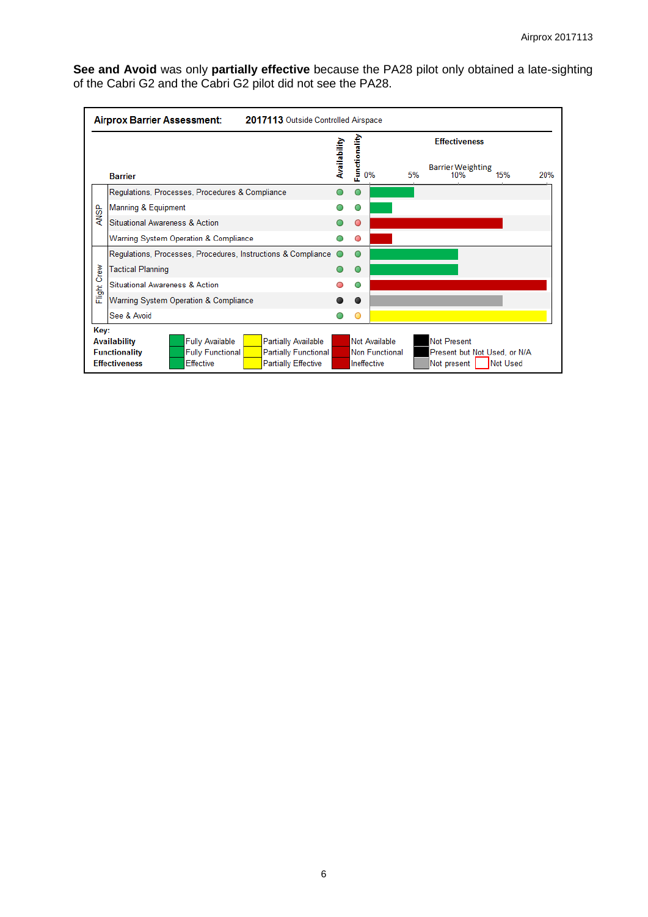**See and Avoid** was only **partially effective** because the PA28 pilot only obtained a late-sighting of the Cabri G2 and the Cabri G2 pilot did not see the PA28.

**Airprox Barrier Assessment:** **2017113** Outside Controlled Airspace

Barrier

Availability

Functionality

Effectiveness

Barrier Weighting

0%
5%
10%
15%
20%

ANSP

Regulations, Processes, Procedures & Compliance

Manning & Equipment

Situational Awareness & Action

Warning System Operation & Compliance

Flight Crew

Regulations, Processes, Procedures, Instructions & Compliance

Tactical Planning

Situational Awareness & Action

Warning System Operation & Compliance

See & Avoid

Key:

Availability: Fully Available, Partially Available, Not Available, Not Present

Functionality: Fully Functional, Partially Functional, Non Functional, Present but Not Used, or N/A

Effectiveness: Effective, Partially Effective, Ineffective, Not present, Not Used